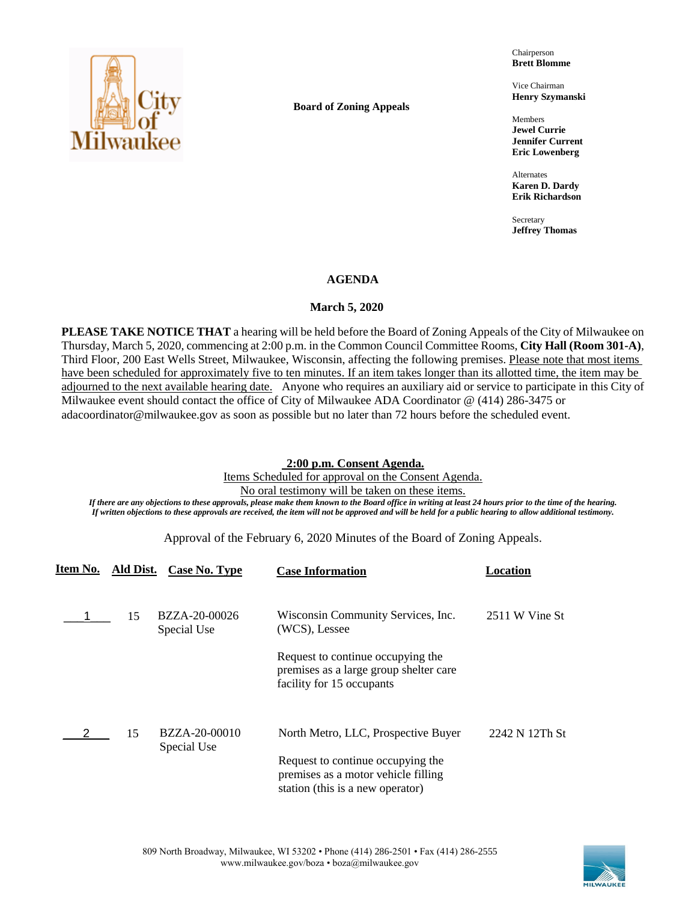**Board of Zoning Appeals**

Chairperson
**Brett Blomme**

Vice Chairman
**Henry Szymanski**

Members
**Jewel Currie**
**Jennifer Current**
**Eric Lowenberg**

Alternates
**Karen D. Dardy**
**Erik Richardson**

Secretary
**Jeffrey Thomas**

# AGENDA

## March 5, 2020

**PLEASE TAKE NOTICE THAT** a hearing will be held before the Board of Zoning Appeals of the City of Milwaukee on Thursday, March 5, 2020, commencing at 2:00 p.m. in the Common Council Committee Rooms, **City Hall (Room 301-A)**, Third Floor, 200 East Wells Street, Milwaukee, Wisconsin, affecting the following premises. Please note that most items have been scheduled for approximately five to ten minutes. If an item takes longer than its allotted time, the item may be adjourned to the next available hearing date. Anyone who requires an auxiliary aid or service to participate in this City of Milwaukee event should contact the office of City of Milwaukee ADA Coordinator @ (414) 286-3475 or adacoordinator@milwaukee.gov as soon as possible but no later than 72 hours before the scheduled event.

**2:00 p.m. Consent Agenda.**

Items Scheduled for approval on the Consent Agenda.

No oral testimony will be taken on these items.

*If there are any objections to these approvals, please make them known to the Board office in writing at least 24 hours prior to the time of the hearing. If written objections to these approvals are received, the item will not be approved and will be held for a public hearing to allow additional testimony.*

Approval of the February 6, 2020 Minutes of the Board of Zoning Appeals.

| Item No. | Ald Dist. | Case No. Type | Case Information | Location |
|---|---|---|---|---|
| 1 | 15 | BZZA-20-00026 Special Use | Wisconsin Community Services, Inc. (WCS), Lessee<br><br>Request to continue occupying the premises as a large group shelter care facility for 15 occupants | 2511 W Vine St |
| 2 | 15 | BZZA-20-00010 Special Use | North Metro, LLC, Prospective Buyer<br><br>Request to continue occupying the premises as a motor vehicle filling station (this is a new operator) | 2242 N 12Th St |

809 North Broadway, Milwaukee, WI 53202 • Phone (414) 286-2501 • Fax (414) 286-2555
www.milwaukee.gov/boza • boza@milwaukee.gov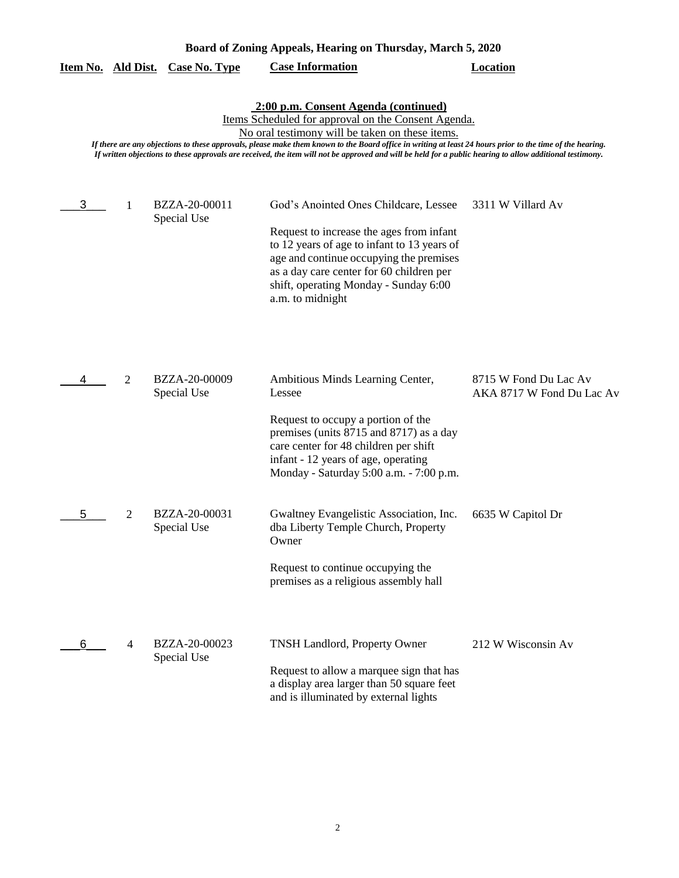**Board of Zoning Appeals, Hearing on Thursday, March 5, 2020**

| Item No. | Ald Dist. | Case No. Type | Case Information | Location |
|---|---|---|---|---|

**2:00 p.m. Consent Agenda (continued)**

Items Scheduled for approval on the Consent Agenda.

No oral testimony will be taken on these items.

*If there are any objections to these approvals, please make them known to the Board office in writing at least 24 hours prior to the time of the hearing. If written objections to these approvals are received, the item will not be approved and will be held for a public hearing to allow additional testimony.*

| Item No. | Ald Dist. | Case No. Type | Case Information | Location |
|---|---|---|---|---|
| 3 | 1 | BZZA-20-00011 Special Use | God's Anointed Ones Childcare, Lessee<br><br>Request to increase the ages from infant to 12 years of age to infant to 13 years of age and continue occupying the premises as a day care center for 60 children per shift, operating Monday - Sunday 6:00 a.m. to midnight | 3311 W Villard Av |
| 4 | 2 | BZZA-20-00009 Special Use | Ambitious Minds Learning Center, Lessee<br><br>Request to occupy a portion of the premises (units 8715 and 8717) as a day care center for 48 children per shift infant - 12 years of age, operating Monday - Saturday 5:00 a.m. - 7:00 p.m. | 8715 W Fond Du Lac Av AKA 8717 W Fond Du Lac Av |
| 5 | 2 | BZZA-20-00031 Special Use | Gwaltney Evangelistic Association, Inc. dba Liberty Temple Church, Property Owner<br><br>Request to continue occupying the premises as a religious assembly hall | 6635 W Capitol Dr |
| 6 | 4 | BZZA-20-00023 Special Use | TNSH Landlord, Property Owner<br><br>Request to allow a marquee sign that has a display area larger than 50 square feet and is illuminated by external lights | 212 W Wisconsin Av |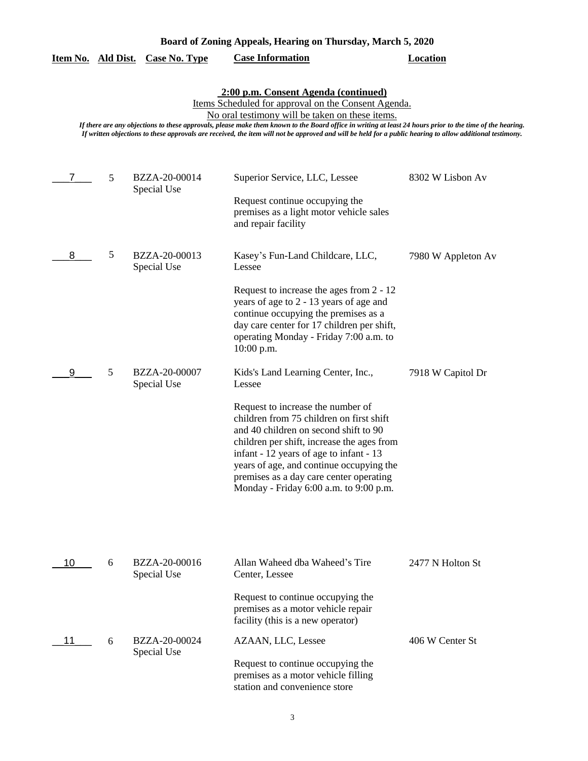**Board of Zoning Appeals, Hearing on Thursday, March 5, 2020**

**2:00 p.m. Consent Agenda (continued)**

Items Scheduled for approval on the Consent Agenda.

No oral testimony will be taken on these items.

*If there are any objections to these approvals, please make them known to the Board office in writing at least 24 hours prior to the time of the hearing. If written objections to these approvals are received, the item will not be approved and will be held for a public hearing to allow additional testimony.*

| Item No. | Ald Dist. | Case No. Type | Case Information | Location |
|---|---|---|---|---|
| 7 | 5 | BZZA-20-00014 Special Use | Superior Service, LLC, Lessee<br><br>Request continue occupying the premises as a light motor vehicle sales and repair facility | 8302 W Lisbon Av |
| 8 | 5 | BZZA-20-00013 Special Use | Kasey's Fun-Land Childcare, LLC, Lessee<br><br>Request to increase the ages from 2 - 12 years of age to 2 - 13 years of age and continue occupying the premises as a day care center for 17 children per shift, operating Monday - Friday 7:00 a.m. to 10:00 p.m. | 7980 W Appleton Av |
| 9 | 5 | BZZA-20-00007 Special Use | Kids's Land Learning Center, Inc., Lessee<br><br>Request to increase the number of children from 75 children on first shift and 40 children on second shift to 90 children per shift, increase the ages from infant - 12 years of age to infant - 13 years of age, and continue occupying the premises as a day care center operating Monday - Friday 6:00 a.m. to 9:00 p.m. | 7918 W Capitol Dr |
| 10 | 6 | BZZA-20-00016 Special Use | Allan Waheed dba Waheed's Tire Center, Lessee<br><br>Request to continue occupying the premises as a motor vehicle repair facility (this is a new operator) | 2477 N Holton St |
| 11 | 6 | BZZA-20-00024 Special Use | AZAAN, LLC, Lessee<br><br>Request to continue occupying the premises as a motor vehicle filling station and convenience store | 406 W Center St |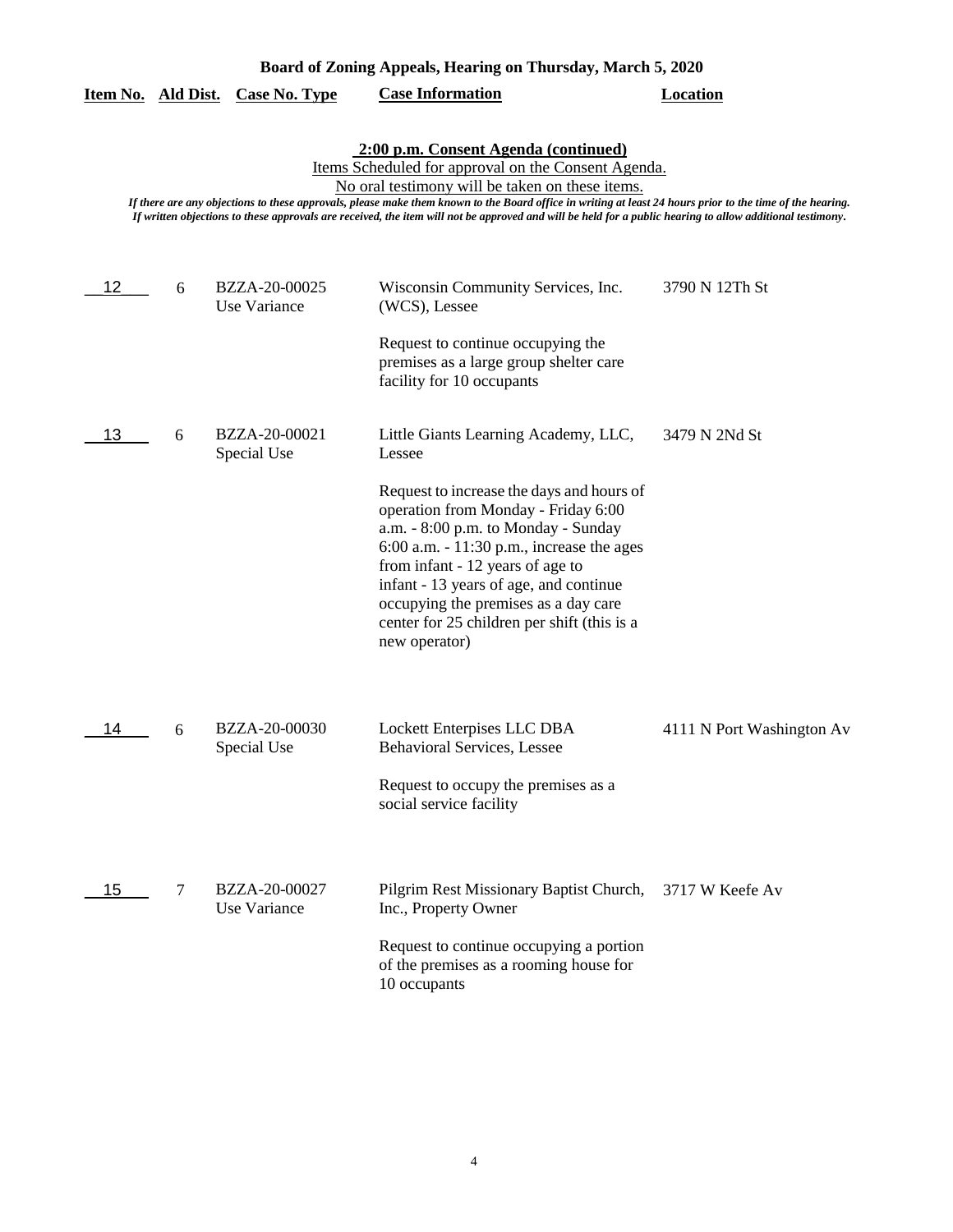**Board of Zoning Appeals, Hearing on Thursday, March 5, 2020**

**2:00 p.m. Consent Agenda (continued)**

Items Scheduled for approval on the Consent Agenda.

No oral testimony will be taken on these items.

*If there are any objections to these approvals, please make them known to the Board office in writing at least 24 hours prior to the time of the hearing. If written objections to these approvals are received, the item will not be approved and will be held for a public hearing to allow additional testimony.*

| Item No. | Ald Dist. | Case No. Type | Case Information | Location |
|---|---|---|---|---|
| 12 | 6 | BZZA-20-00025 Use Variance | Wisconsin Community Services, Inc. (WCS), Lessee<br><br>Request to continue occupying the premises as a large group shelter care facility for 10 occupants | 3790 N 12Th St |
| 13 | 6 | BZZA-20-00021 Special Use | Little Giants Learning Academy, LLC, Lessee<br><br>Request to increase the days and hours of operation from Monday - Friday 6:00 a.m. - 8:00 p.m. to Monday - Sunday 6:00 a.m. - 11:30 p.m., increase the ages from infant - 12 years of age to infant - 13 years of age, and continue occupying the premises as a day care center for 25 children per shift (this is a new operator) | 3479 N 2Nd St |
| 14 | 6 | BZZA-20-00030 Special Use | Lockett Enterpises LLC DBA Behavioral Services, Lessee<br><br>Request to occupy the premises as a social service facility | 4111 N Port Washington Av |
| 15 | 7 | BZZA-20-00027 Use Variance | Pilgrim Rest Missionary Baptist Church, Inc., Property Owner<br><br>Request to continue occupying a portion of the premises as a rooming house for 10 occupants | 3717 W Keefe Av |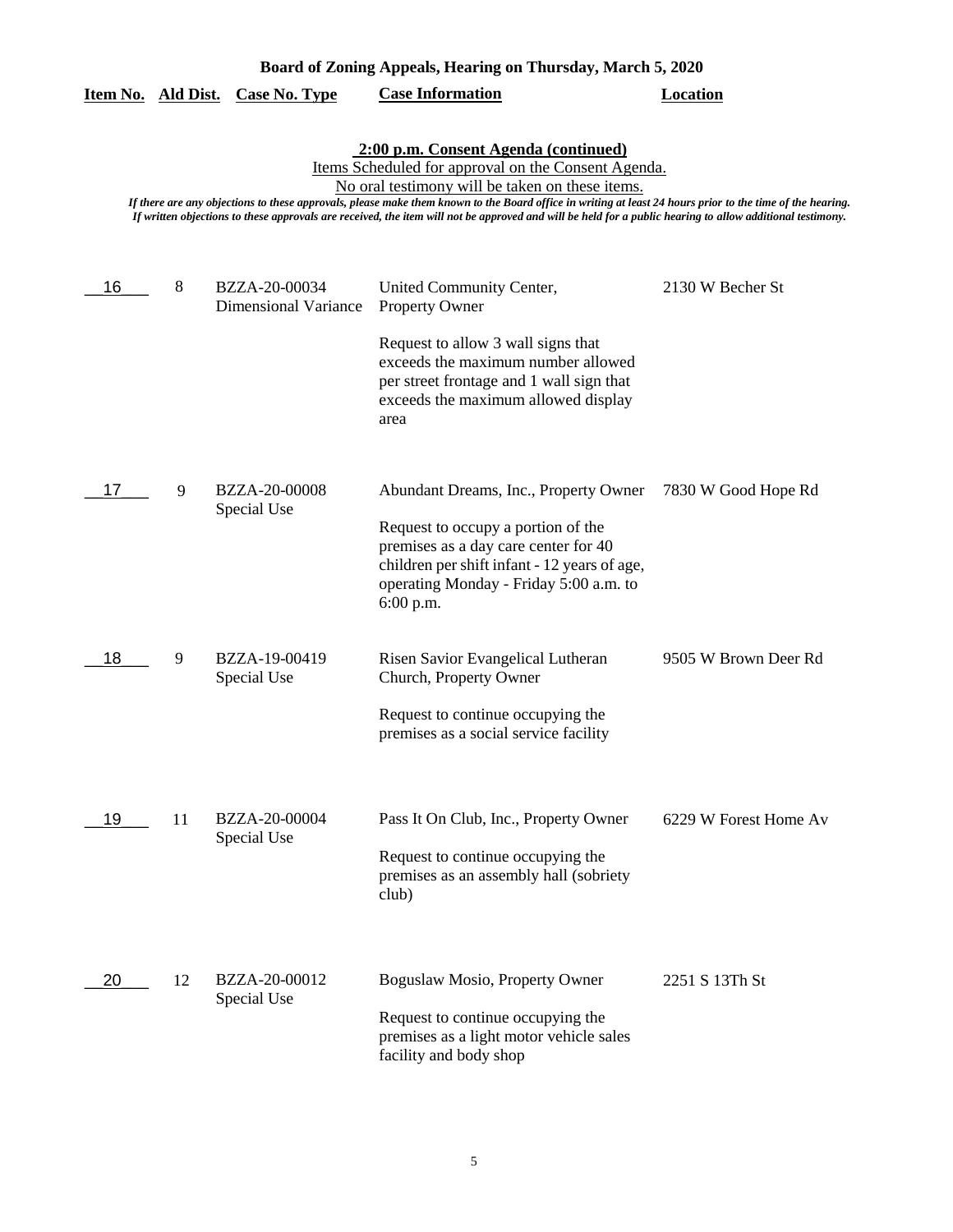**Board of Zoning Appeals, Hearing on Thursday, March 5, 2020**

**2:00 p.m. Consent Agenda (continued)**

Items Scheduled for approval on the Consent Agenda.

No oral testimony will be taken on these items.

*If there are any objections to these approvals, please make them known to the Board office in writing at least 24 hours prior to the time of the hearing. If written objections to these approvals are received, the item will not be approved and will be held for a public hearing to allow additional testimony.*

| Item No. | Ald Dist. | Case No. Type | Case Information | Location |
|---|---|---|---|---|
| 16 | 8 | BZZA-20-00034 Dimensional Variance | United Community Center, Property Owner<br><br>Request to allow 3 wall signs that exceeds the maximum number allowed per street frontage and 1 wall sign that exceeds the maximum allowed display area | 2130 W Becher St |
| 17 | 9 | BZZA-20-00008 Special Use | Abundant Dreams, Inc., Property Owner<br><br>Request to occupy a portion of the premises as a day care center for 40 children per shift infant - 12 years of age, operating Monday - Friday 5:00 a.m. to 6:00 p.m. | 7830 W Good Hope Rd |
| 18 | 9 | BZZA-19-00419 Special Use | Risen Savior Evangelical Lutheran Church, Property Owner<br><br>Request to continue occupying the premises as a social service facility | 9505 W Brown Deer Rd |
| 19 | 11 | BZZA-20-00004 Special Use | Pass It On Club, Inc., Property Owner<br><br>Request to continue occupying the premises as an assembly hall (sobriety club) | 6229 W Forest Home Av |
| 20 | 12 | BZZA-20-00012 Special Use | Boguslaw Mosio, Property Owner<br><br>Request to continue occupying the premises as a light motor vehicle sales facility and body shop | 2251 S 13Th St |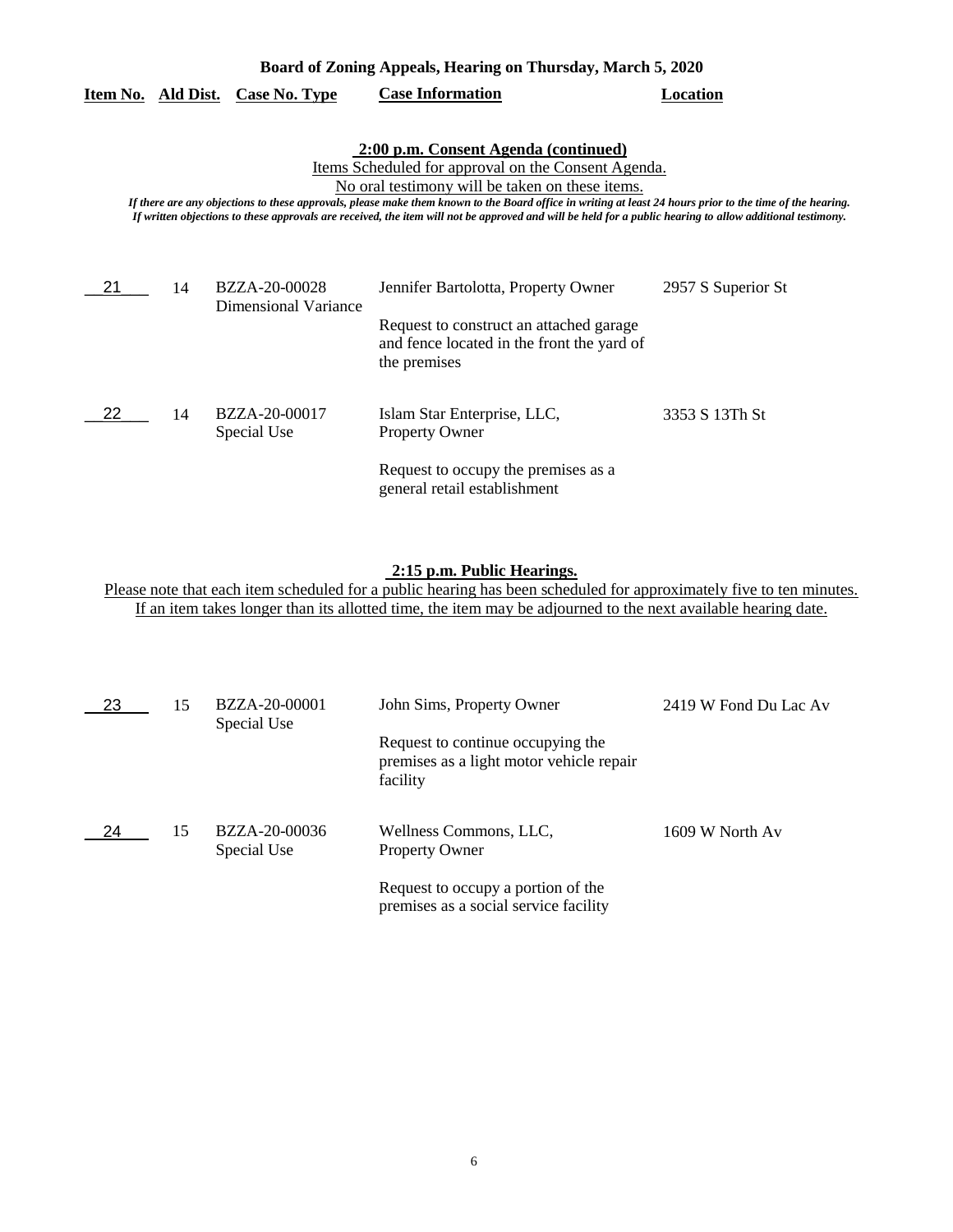**Board of Zoning Appeals, Hearing on Thursday, March 5, 2020**

| Item No. | Ald Dist. | Case No. Type | Case Information | Location |
|---|---|---|---|---|

**2:00 p.m. Consent Agenda (continued)**

Items Scheduled for approval on the Consent Agenda.

No oral testimony will be taken on these items.

*If there are any objections to these approvals, please make them known to the Board office in writing at least 24 hours prior to the time of the hearing. If written objections to these approvals are received, the item will not be approved and will be held for a public hearing to allow additional testimony.*

| Item No. | Ald Dist. | Case No. Type | Case Information | Location |
|---|---|---|---|---|
| 21 | 14 | BZZA-20-00028 Dimensional Variance | Jennifer Bartolotta, Property Owner<br><br>Request to construct an attached garage and fence located in the front yard of the premises | 2957 S Superior St |
| 22 | 14 | BZZA-20-00017 Special Use | Islam Star Enterprise, LLC, Property Owner<br><br>Request to occupy the premises as a general retail establishment | 3353 S 13Th St |

**2:15 p.m. Public Hearings.**

Please note that each item scheduled for a public hearing has been scheduled for approximately five to ten minutes. If an item takes longer than its allotted time, the item may be adjourned to the next available hearing date.

| Item No. | Ald Dist. | Case No. Type | Case Information | Location |
|---|---|---|---|---|
| 23 | 15 | BZZA-20-00001 Special Use | John Sims, Property Owner<br><br>Request to continue occupying the premises as a light motor vehicle repair facility | 2419 W Fond Du Lac Av |
| 24 | 15 | BZZA-20-00036 Special Use | Wellness Commons, LLC, Property Owner<br><br>Request to occupy a portion of the premises as a social service facility | 1609 W North Av |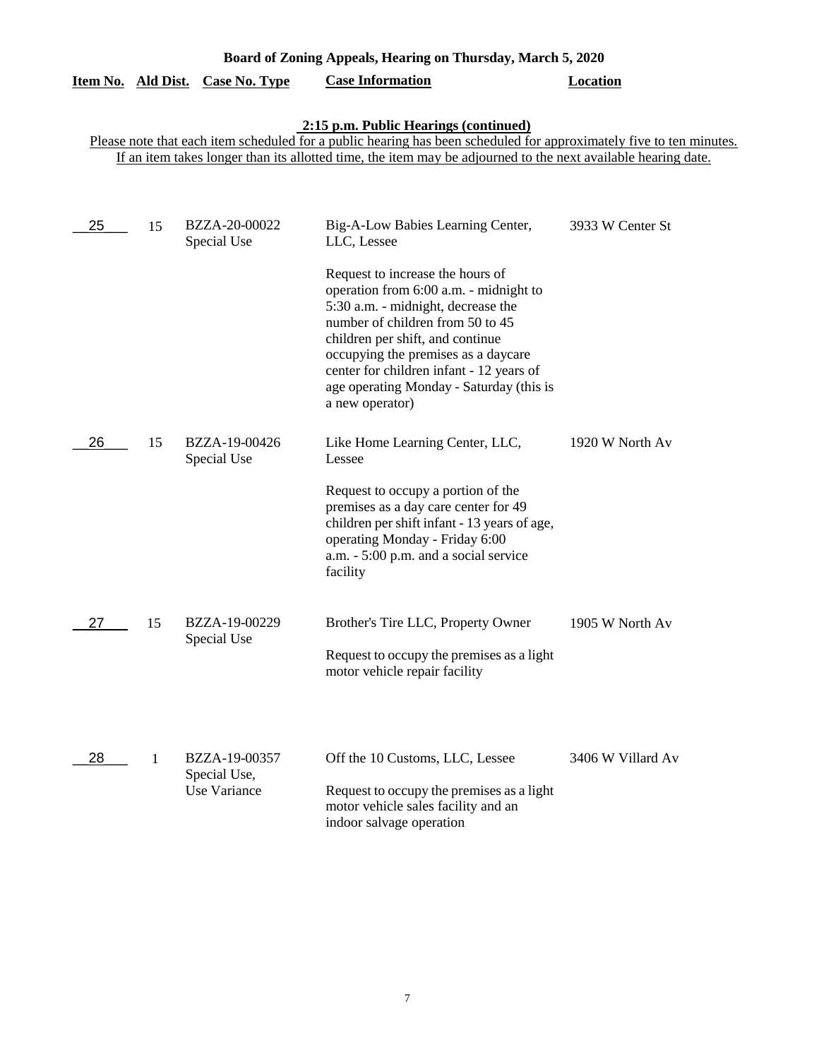**Board of Zoning Appeals, Hearing on Thursday, March 5, 2020**

**2:15 p.m. Public Hearings (continued)**

Please note that each item scheduled for a public hearing has been scheduled for approximately five to ten minutes. If an item takes longer than its allotted time, the item may be adjourned to the next available hearing date.

| Item No. | Ald Dist. | Case No. Type | Case Information | Location |
|---|---|---|---|---|
| 25 | 15 | BZZA-20-00022 Special Use | Big-A-Low Babies Learning Center, LLC, Lessee<br><br>Request to increase the hours of operation from 6:00 a.m. - midnight to 5:30 a.m. - midnight, decrease the number of children from 50 to 45 children per shift, and continue occupying the premises as a daycare center for children infant - 12 years of age operating Monday - Saturday (this is a new operator) | 3933 W Center St |
| 26 | 15 | BZZA-19-00426 Special Use | Like Home Learning Center, LLC, Lessee<br><br>Request to occupy a portion of the premises as a day care center for 49 children per shift infant - 13 years of age, operating Monday - Friday 6:00 a.m. - 5:00 p.m. and a social service facility | 1920 W North Av |
| 27 | 15 | BZZA-19-00229 Special Use | Brother's Tire LLC, Property Owner<br><br>Request to occupy the premises as a light motor vehicle repair facility | 1905 W North Av |
| 28 | 1 | BZZA-19-00357 Special Use, Use Variance | Off the 10 Customs, LLC, Lessee<br><br>Request to occupy the premises as a light motor vehicle sales facility and an indoor salvage operation | 3406 W Villard Av |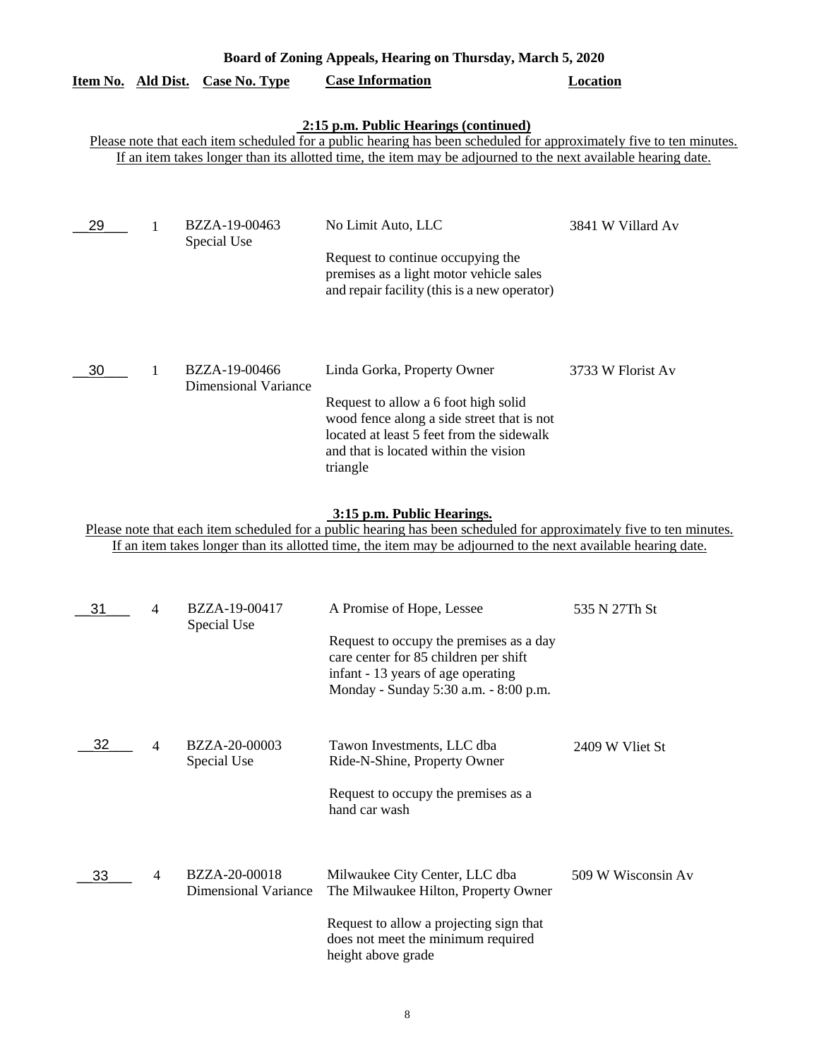**Board of Zoning Appeals, Hearing on Thursday, March 5, 2020**

| Item No. | Ald Dist. | Case No. Type | Case Information | Location |
|---|---|---|---|---|

**2:15 p.m. Public Hearings (continued)**

Please note that each item scheduled for a public hearing has been scheduled for approximately five to ten minutes. If an item takes longer than its allotted time, the item may be adjourned to the next available hearing date.

| Item No. | Ald Dist. | Case No. Type | Case Information | Location |
|---|---|---|---|---|
| 29 | 1 | BZZA-19-00463 Special Use | No Limit Auto, LLC<br><br>Request to continue occupying the premises as a light motor vehicle sales and repair facility (this is a new operator) | 3841 W Villard Av |
| 30 | 1 | BZZA-19-00466 Dimensional Variance | Linda Gorka, Property Owner<br><br>Request to allow a 6 foot high solid wood fence along a side street that is not located at least 5 feet from the sidewalk and that is located within the vision triangle | 3733 W Florist Av |

**3:15 p.m. Public Hearings.**

Please note that each item scheduled for a public hearing has been scheduled for approximately five to ten minutes. If an item takes longer than its allotted time, the item may be adjourned to the next available hearing date.

| Item No. | Ald Dist. | Case No. Type | Case Information | Location |
|---|---|---|---|---|
| 31 | 4 | BZZA-19-00417 Special Use | A Promise of Hope, Lessee<br><br>Request to occupy the premises as a day care center for 85 children per shift infant - 13 years of age operating Monday - Sunday 5:30 a.m. - 8:00 p.m. | 535 N 27Th St |
| 32 | 4 | BZZA-20-00003 Special Use | Tawon Investments, LLC dba Ride-N-Shine, Property Owner<br><br>Request to occupy the premises as a hand car wash | 2409 W Vliet St |
| 33 | 4 | BZZA-20-00018 Dimensional Variance | Milwaukee City Center, LLC dba The Milwaukee Hilton, Property Owner<br><br>Request to allow a projecting sign that does not meet the minimum required height above grade | 509 W Wisconsin Av |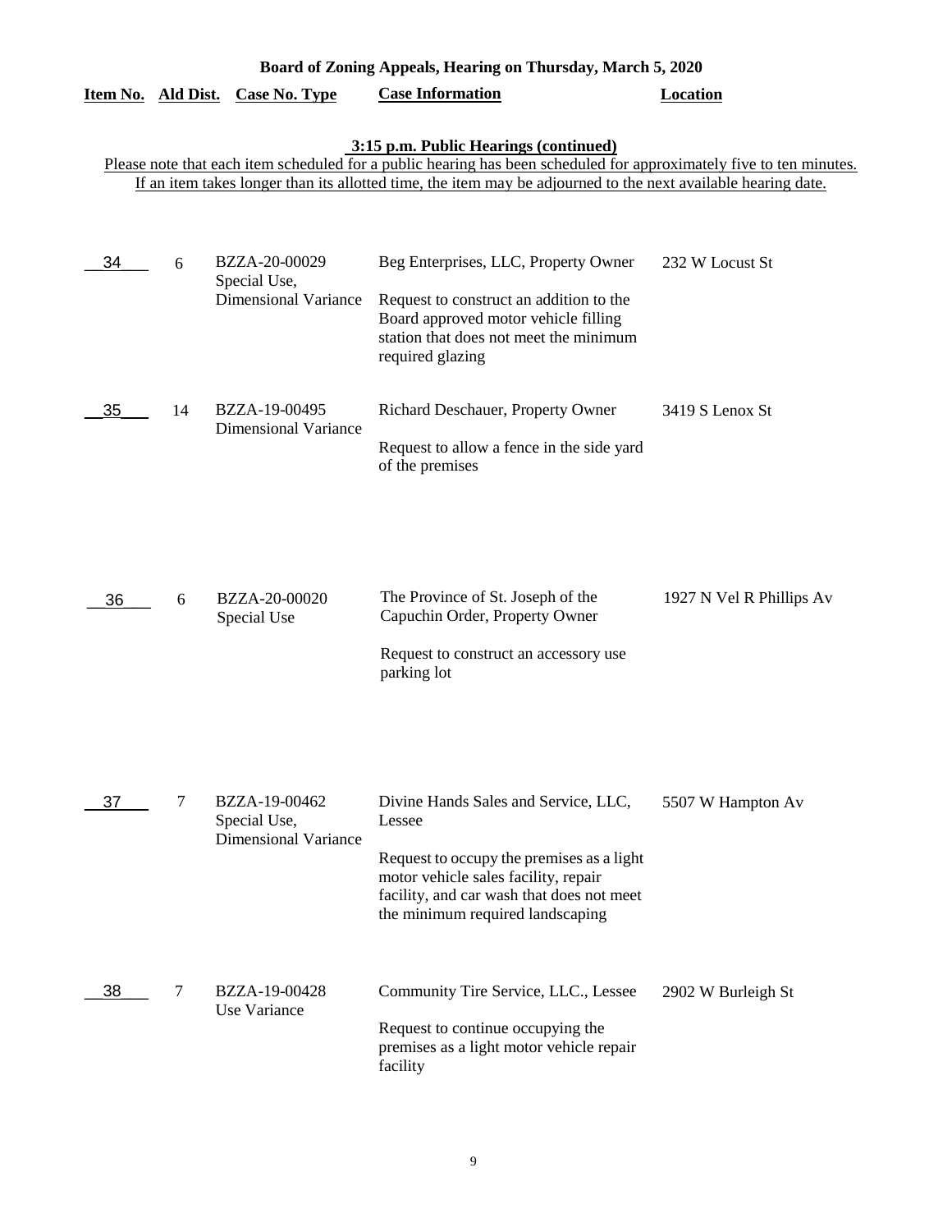**Board of Zoning Appeals, Hearing on Thursday, March 5, 2020**

**3:15 p.m. Public Hearings (continued)**

Please note that each item scheduled for a public hearing has been scheduled for approximately five to ten minutes. If an item takes longer than its allotted time, the item may be adjourned to the next available hearing date.

| Item No. | Ald Dist. | Case No. Type | Case Information | Location |
|---|---|---|---|---|
| 34 | 6 | BZZA-20-00029 Special Use, Dimensional Variance | Beg Enterprises, LLC, Property Owner<br><br>Request to construct an addition to the Board approved motor vehicle filling station that does not meet the minimum required glazing | 232 W Locust St |
| 35 | 14 | BZZA-19-00495 Dimensional Variance | Richard Deschauer, Property Owner<br><br>Request to allow a fence in the side yard of the premises | 3419 S Lenox St |
| 36 | 6 | BZZA-20-00020 Special Use | The Province of St. Joseph of the Capuchin Order, Property Owner<br><br>Request to construct an accessory use parking lot | 1927 N Vel R Phillips Av |
| 37 | 7 | BZZA-19-00462 Special Use, Dimensional Variance | Divine Hands Sales and Service, LLC, Lessee<br><br>Request to occupy the premises as a light motor vehicle sales facility, repair facility, and car wash that does not meet the minimum required landscaping | 5507 W Hampton Av |
| 38 | 7 | BZZA-19-00428 Use Variance | Community Tire Service, LLC., Lessee<br><br>Request to continue occupying the premises as a light motor vehicle repair facility | 2902 W Burleigh St |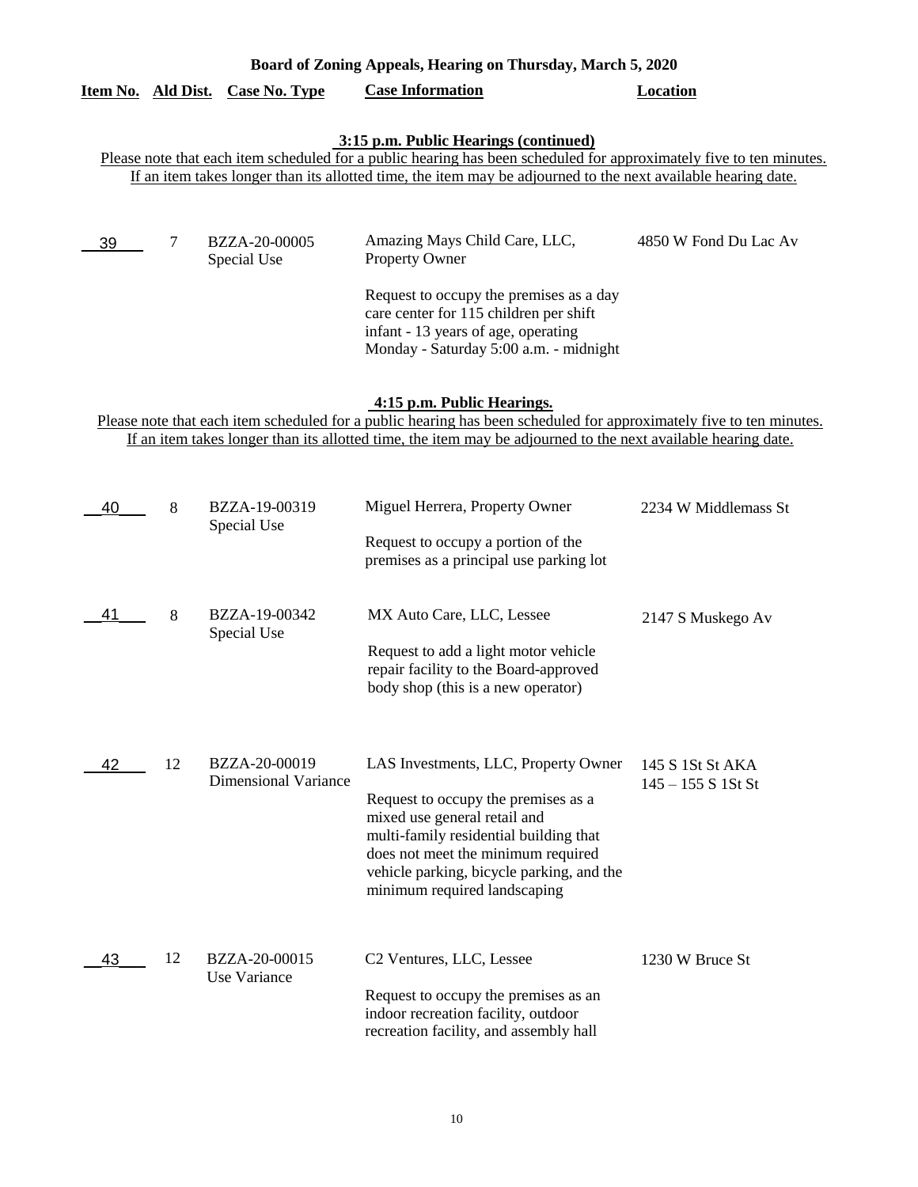**Board of Zoning Appeals, Hearing on Thursday, March 5, 2020**

| Item No. | Ald Dist. | Case No. Type | Case Information | Location |
|---|---|---|---|---|

### 3:15 p.m. Public Hearings (continued)

Please note that each item scheduled for a public hearing has been scheduled for approximately five to ten minutes. If an item takes longer than its allotted time, the item may be adjourned to the next available hearing date.

| Item No. | Ald Dist. | Case No. Type | Case Information | Location |
|---|---|---|---|---|
| 39 | 7 | BZZA-20-00005 Special Use | Amazing Mays Child Care, LLC, Property Owner<br><br>Request to occupy the premises as a day care center for 115 children per shift infant - 13 years of age, operating Monday - Saturday 5:00 a.m. - midnight | 4850 W Fond Du Lac Av |

### 4:15 p.m. Public Hearings.

Please note that each item scheduled for a public hearing has been scheduled for approximately five to ten minutes. If an item takes longer than its allotted time, the item may be adjourned to the next available hearing date.

| Item No. | Ald Dist. | Case No. Type | Case Information | Location |
|---|---|---|---|---|
| 40 | 8 | BZZA-19-00319 Special Use | Miguel Herrera, Property Owner<br><br>Request to occupy a portion of the premises as a principal use parking lot | 2234 W Middlemass St |
| 41 | 8 | BZZA-19-00342 Special Use | MX Auto Care, LLC, Lessee<br><br>Request to add a light motor vehicle repair facility to the Board-approved body shop (this is a new operator) | 2147 S Muskego Av |
| 42 | 12 | BZZA-20-00019 Dimensional Variance | LAS Investments, LLC, Property Owner<br><br>Request to occupy the premises as a mixed use general retail and multi-family residential building that does not meet the minimum required vehicle parking, bicycle parking, and the minimum required landscaping | 145 S 1St St AKA 145 – 155 S 1St St |
| 43 | 12 | BZZA-20-00015 Use Variance | C2 Ventures, LLC, Lessee<br><br>Request to occupy the premises as an indoor recreation facility, outdoor recreation facility, and assembly hall | 1230 W Bruce St |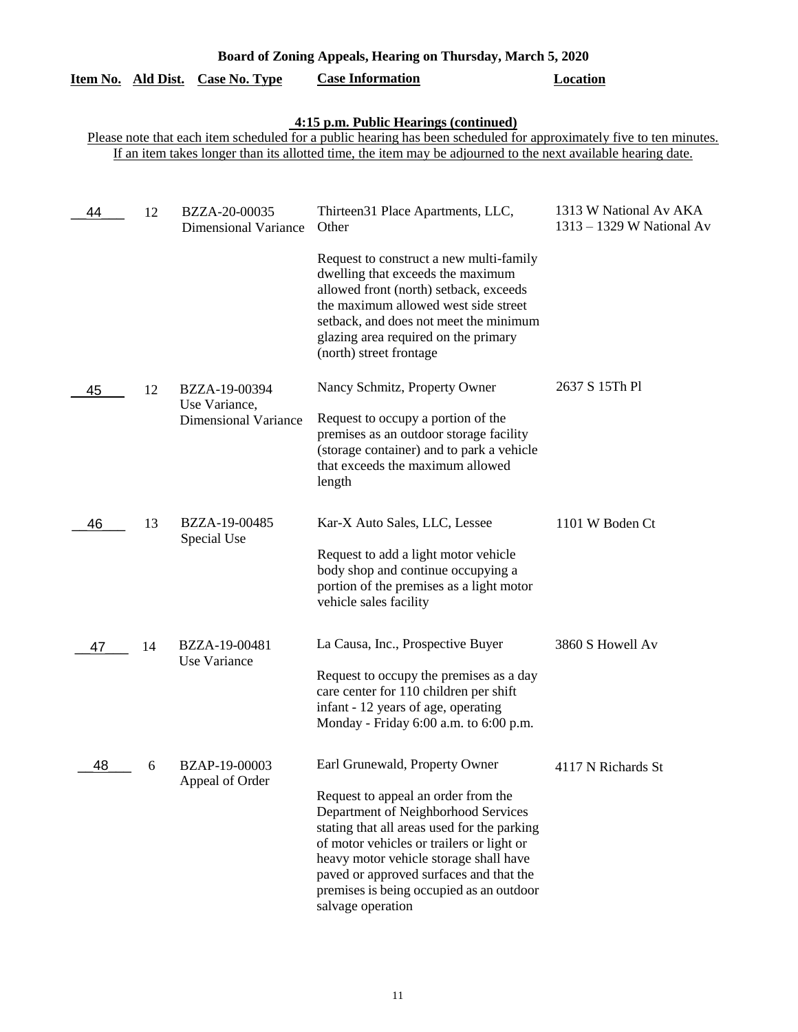**Board of Zoning Appeals, Hearing on Thursday, March 5, 2020**

| Item No. | Ald Dist. | Case No. Type | Case Information | Location |
|---|---|---|---|---|

**4:15 p.m. Public Hearings (continued)**

Please note that each item scheduled for a public hearing has been scheduled for approximately five to ten minutes. If an item takes longer than its allotted time, the item may be adjourned to the next available hearing date.

| Item No. | Ald Dist. | Case No. Type | Case Information | Location |
|---|---|---|---|---|
| 44 | 12 | BZZA-20-00035 Dimensional Variance | Thirteen31 Place Apartments, LLC, Other<br><br>Request to construct a new multi-family dwelling that exceeds the maximum allowed front (north) setback, exceeds the maximum allowed west side street setback, and does not meet the minimum glazing area required on the primary (north) street frontage | 1313 W National Av AKA 1313 – 1329 W National Av |
| 45 | 12 | BZZA-19-00394 Use Variance, Dimensional Variance | Nancy Schmitz, Property Owner<br><br>Request to occupy a portion of the premises as an outdoor storage facility (storage container) and to park a vehicle that exceeds the maximum allowed length | 2637 S 15Th Pl |
| 46 | 13 | BZZA-19-00485 Special Use | Kar-X Auto Sales, LLC, Lessee<br><br>Request to add a light motor vehicle body shop and continue occupying a portion of the premises as a light motor vehicle sales facility | 1101 W Boden Ct |
| 47 | 14 | BZZA-19-00481 Use Variance | La Causa, Inc., Prospective Buyer<br><br>Request to occupy the premises as a day care center for 110 children per shift infant - 12 years of age, operating Monday - Friday 6:00 a.m. to 6:00 p.m. | 3860 S Howell Av |
| 48 | 6 | BZAP-19-00003 Appeal of Order | Earl Grunewald, Property Owner<br><br>Request to appeal an order from the Department of Neighborhood Services stating that all areas used for the parking of motor vehicles or trailers or light or heavy motor vehicle storage shall have paved or approved surfaces and that the premises is being occupied as an outdoor salvage operation | 4117 N Richards St |